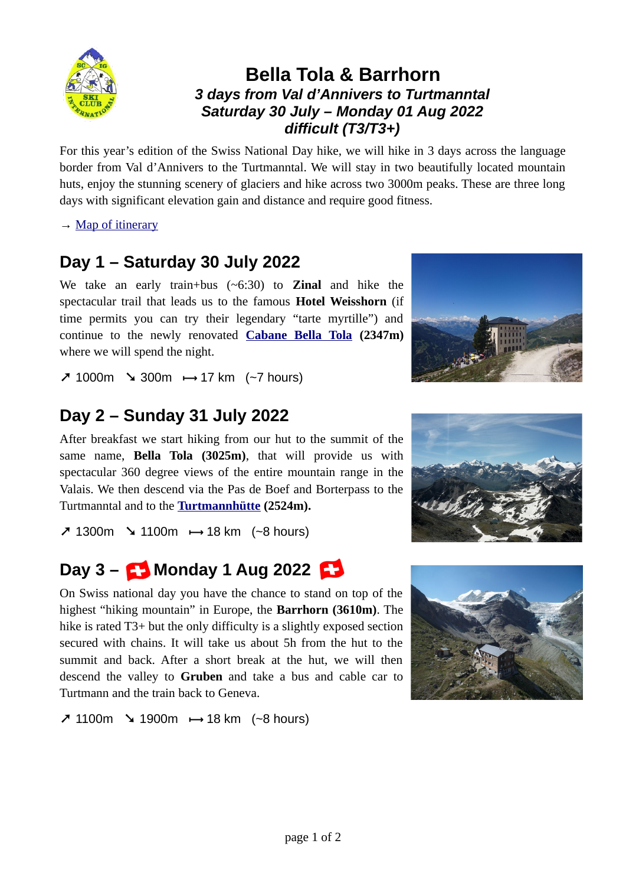# Bella Tola & Barrhorn

***3 days from Val d'Annivers to Turtmanntal***
***Saturday 30 July – Monday 01 Aug 2022***
***difficult (T3/T3+)***

For this year's edition of the Swiss National Day hike, we will hike in 3 days across the language border from Val d'Annivers to the Turtmanntal. We will stay in two beautifully located mountain huts, enjoy the stunning scenery of glaciers and hike across two 3000m peaks. These are three long days with significant elevation gain and distance and require good fitness.

→ Map of itinerary

## Day 1 – Saturday 30 July 2022

We take an early train+bus (~6:30) to **Zinal** and hike the spectacular trail that leads us to the famous **Hotel Weisshorn** (if time permits you can try their legendary "tarte myrtille") and continue to the newly renovated **Cabane Bella Tola** **(2347m)** where we will spend the night.

↗ 1000m ↘ 300m ⟼ 17 km (~7 hours)

## Day 2 – Sunday 31 July 2022

After breakfast we start hiking from our hut to the summit of the same name, **Bella Tola (3025m)**, that will provide us with spectacular 360 degree views of the entire mountain range in the Valais. We then descend via the Pas de Boef and Borterpass to the Turtmanntal and to the **Turtmannhütte** **(2524m).**

↗ 1300m ↘ 1100m ⟼ 18 km (~8 hours)

## Day 3 – 🇨🇭 Monday 1 Aug 2022 🇨🇭

On Swiss national day you have the chance to stand on top of the highest "hiking mountain" in Europe, the **Barrhorn (3610m)**. The hike is rated T3+ but the only difficulty is a slightly exposed section secured with chains. It will take us about 5h from the hut to the summit and back. After a short break at the hut, we will then descend the valley to **Gruben** and take a bus and cable car to Turtmann and the train back to Geneva.

↗ 1100m ↘ 1900m ⟼ 18 km (~8 hours)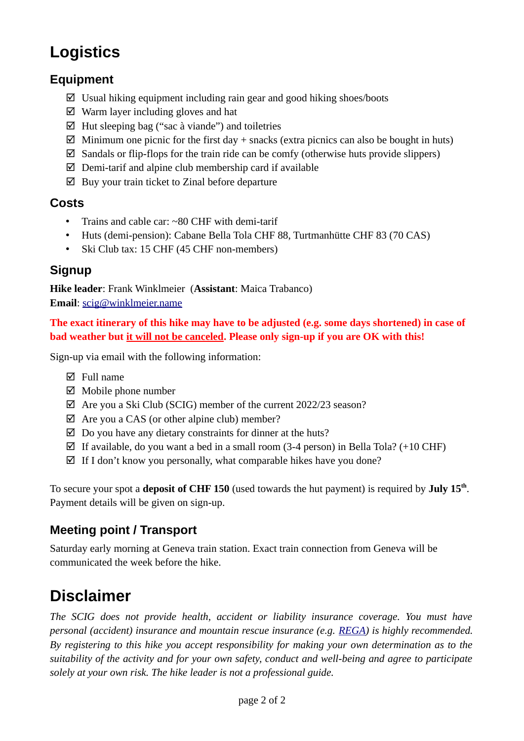# Logistics

## Equipment

- ☑ Usual hiking equipment including rain gear and good hiking shoes/boots
- ☑ Warm layer including gloves and hat
- ☑ Hut sleeping bag (“sac à viande”) and toiletries
- ☑ Minimum one picnic for the first day + snacks (extra picnics can also be bought in huts)
- ☑ Sandals or flip-flops for the train ride can be comfy (otherwise huts provide slippers)
- ☑ Demi-tarif and alpine club membership card if available
- ☑ Buy your train ticket to Zinal before departure

## Costs

- Trains and cable car: ~80 CHF with demi-tarif
- Huts (demi-pension): Cabane Bella Tola CHF 88, Turtmanhütte CHF 83 (70 CAS)
- Ski Club tax: 15 CHF (45 CHF non-members)

## Signup

**Hike leader**: Frank Winklmeier (**Assistant**: Maica Trabanco)
**Email**: scig@winklmeier.name

**The exact itinerary of this hike may have to be adjusted (e.g. some days shortened) in case of bad weather but <u>it will not be canceled</u>. Please only sign-up if you are OK with this!**

Sign-up via email with the following information:

- ☑ Full name
- ☑ Mobile phone number
- ☑ Are you a Ski Club (SCIG) member of the current 2022/23 season?
- ☑ Are you a CAS (or other alpine club) member?
- ☑ Do you have any dietary constraints for dinner at the huts?
- ☑ If available, do you want a bed in a small room (3-4 person) in Bella Tola? (+10 CHF)
- ☑ If I don’t know you personally, what comparable hikes have you done?

To secure your spot a **deposit of CHF 150** (used towards the hut payment) is required by **July 15th**. Payment details will be given on sign-up.

## Meeting point / Transport

Saturday early morning at Geneva train station. Exact train connection from Geneva will be communicated the week before the hike.

# Disclaimer

*The SCIG does not provide health, accident or liability insurance coverage. You must have personal (accident) insurance and mountain rescue insurance (e.g. REGA) is highly recommended. By registering to this hike you accept responsibility for making your own determination as to the suitability of the activity and for your own safety, conduct and well-being and agree to participate solely at your own risk. The hike leader is not a professional guide.*